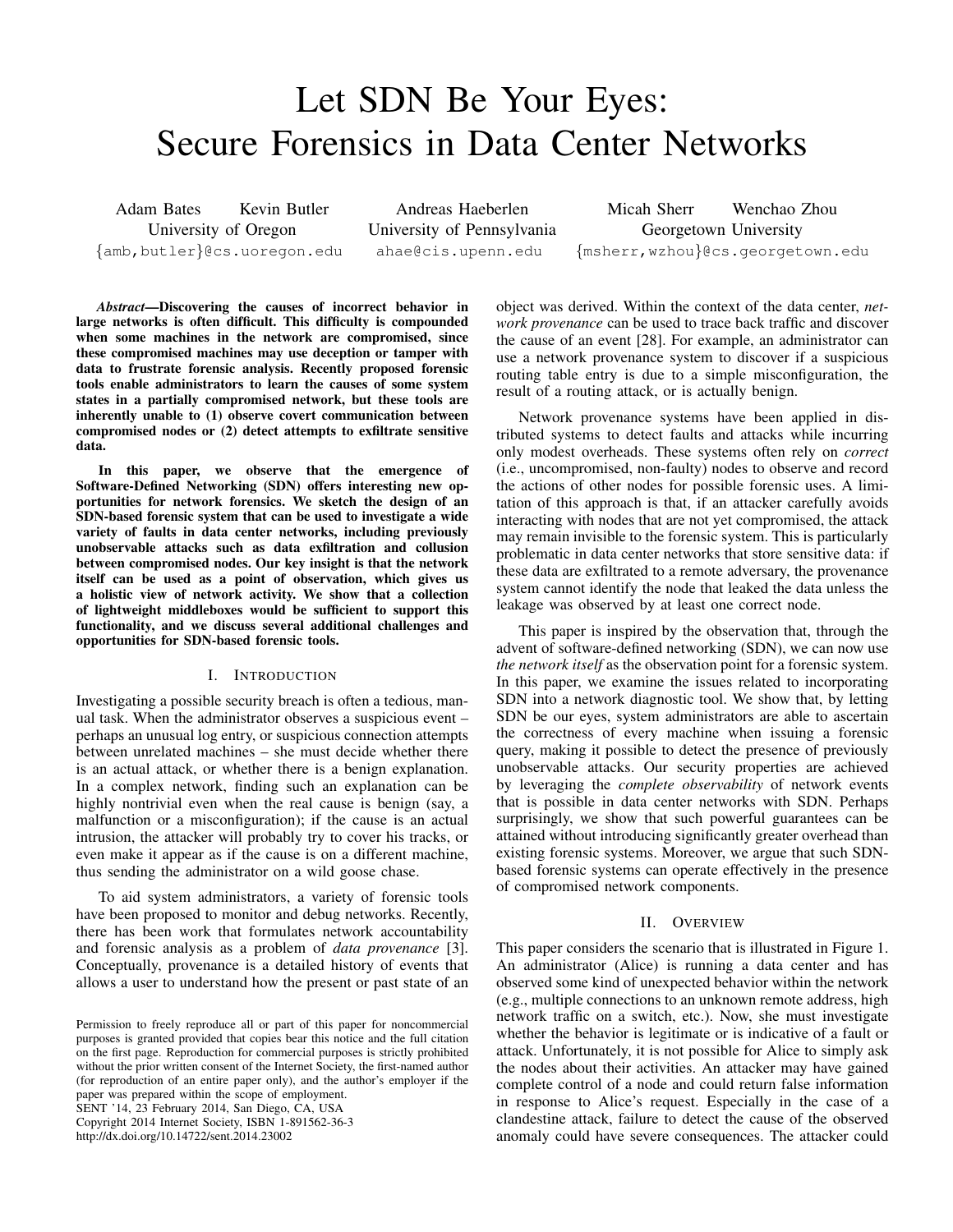# Let SDN Be Your Eyes: Secure Forensics in Data Center Networks

Adam Bates Kevin Butler
University of Oregon
{amb,butler}@cs.uoregon.edu

Andreas Haeberlen
University of Pennsylvania
ahae@cis.upenn.edu

Micah Sherr Wenchao Zhou
Georgetown University
{msherr,wzhou}@cs.georgetown.edu

***Abstract*—Discovering the causes of incorrect behavior in large networks is often difficult. This difficulty is compounded when some machines in the network are compromised, since these compromised machines may use deception or tamper with data to frustrate forensic analysis. Recently proposed forensic tools enable administrators to learn the causes of some system states in a partially compromised network, but these tools are inherently unable to (1) observe covert communication between compromised nodes or (2) detect attempts to exfiltrate sensitive data.**

**In this paper, we observe that the emergence of Software-Defined Networking (SDN) offers interesting new opportunities for network forensics. We sketch the design of an SDN-based forensic system that can be used to investigate a wide variety of faults in data center networks, including previously unobservable attacks such as data exfiltration and collusion between compromised nodes. Our key insight is that the network itself can be used as a point of observation, which gives us a holistic view of network activity. We show that a collection of lightweight middleboxes would be sufficient to support this functionality, and we discuss several additional challenges and opportunities for SDN-based forensic tools.**

## I. Introduction

Investigating a possible security breach is often a tedious, manual task. When the administrator observes a suspicious event – perhaps an unusual log entry, or suspicious connection attempts between unrelated machines – she must decide whether there is an actual attack, or whether there is a benign explanation. In a complex network, finding such an explanation can be highly nontrivial even when the real cause is benign (say, a malfunction or a misconfiguration); if the cause is an actual intrusion, the attacker will probably try to cover his tracks, or even make it appear as if the cause is on a different machine, thus sending the administrator on a wild goose chase.

To aid system administrators, a variety of forensic tools have been proposed to monitor and debug networks. Recently, there has been work that formulates network accountability and forensic analysis as a problem of *data provenance* [3]. Conceptually, provenance is a detailed history of events that allows a user to understand how the present or past state of an object was derived. Within the context of the data center, *network provenance* can be used to trace back traffic and discover the cause of an event [28]. For example, an administrator can use a network provenance system to discover if a suspicious routing table entry is due to a simple misconfiguration, the result of a routing attack, or is actually benign.

Network provenance systems have been applied in distributed systems to detect faults and attacks while incurring only modest overheads. These systems often rely on *correct* (i.e., uncompromised, non-faulty) nodes to observe and record the actions of other nodes for possible forensic uses. A limitation of this approach is that, if an attacker carefully avoids interacting with nodes that are not yet compromised, the attack may remain invisible to the forensic system. This is particularly problematic in data center networks that store sensitive data: if these data are exfiltrated to a remote adversary, the provenance system cannot identify the node that leaked the data unless the leakage was observed by at least one correct node.

This paper is inspired by the observation that, through the advent of software-defined networking (SDN), we can now use *the network itself* as the observation point for a forensic system. In this paper, we examine the issues related to incorporating SDN into a network diagnostic tool. We show that, by letting SDN be our eyes, system administrators are able to ascertain the correctness of every machine when issuing a forensic query, making it possible to detect the presence of previously unobservable attacks. Our security properties are achieved by leveraging the *complete observability* of network events that is possible in data center networks with SDN. Perhaps surprisingly, we show that such powerful guarantees can be attained without introducing significantly greater overhead than existing forensic systems. Moreover, we argue that such SDN-based forensic systems can operate effectively in the presence of compromised network components.

## II. Overview

This paper considers the scenario that is illustrated in Figure 1. An administrator (Alice) is running a data center and has observed some kind of unexpected behavior within the network (e.g., multiple connections to an unknown remote address, high network traffic on a switch, etc.). Now, she must investigate whether the behavior is legitimate or is indicative of a fault or attack. Unfortunately, it is not possible for Alice to simply ask the nodes about their activities. An attacker may have gained complete control of a node and could return false information in response to Alice's request. Especially in the case of a clandestine attack, failure to detect the cause of the observed anomaly could have severe consequences. The attacker could

Permission to freely reproduce all or part of this paper for noncommercial purposes is granted provided that copies bear this notice and the full citation on the first page. Reproduction for commercial purposes is strictly prohibited without the prior written consent of the Internet Society, the first-named author (for reproduction of an entire paper only), and the author's employer if the paper was prepared within the scope of employment.
SENT '14, 23 February 2014, San Diego, CA, USA
Copyright 2014 Internet Society, ISBN 1-891562-36-3
http://dx.doi.org/10.14722/sent.2014.23002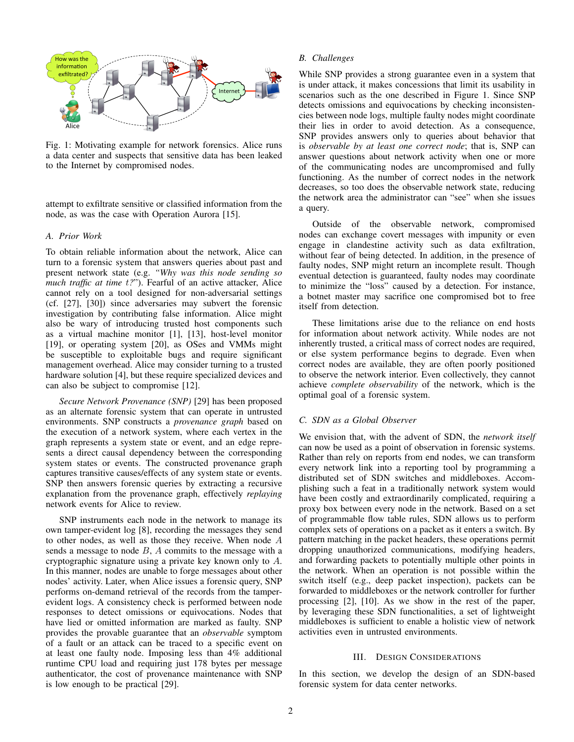Fig. 1: Motivating example for network forensics. Alice runs a data center and suspects that sensitive data has been leaked to the Internet by compromised nodes.

attempt to exfiltrate sensitive or classified information from the node, as was the case with Operation Aurora [15].

### A. Prior Work

To obtain reliable information about the network, Alice can turn to a forensic system that answers queries about past and present network state (e.g. *"Why was this node sending so much traffic at time $t$?"*). Fearful of an active attacker, Alice cannot rely on a tool designed for non-adversarial settings (cf. [27], [30]) since adversaries may subvert the forensic investigation by contributing false information. Alice might also be wary of introducing trusted host components such as a virtual machine monitor [1], [13], host-level monitor [19], or operating system [20], as OSes and VMMs might be susceptible to exploitable bugs and require significant management overhead. Alice may consider turning to a trusted hardware solution [4], but these require specialized devices and can also be subject to compromise [12].

*Secure Network Provenance (SNP)* [29] has been proposed as an alternate forensic system that can operate in untrusted environments. SNP constructs a *provenance graph* based on the execution of a network system, where each vertex in the graph represents a system state or event, and an edge represents a direct causal dependency between the corresponding system states or events. The constructed provenance graph captures transitive causes/effects of any system state or events. SNP then answers forensic queries by extracting a recursive explanation from the provenance graph, effectively *replaying* network events for Alice to review.

SNP instruments each node in the network to manage its own tamper-evident log [8], recording the messages they send to other nodes, as well as those they receive. When node $A$ sends a message to node $B$, $A$ commits to the message with a cryptographic signature using a private key known only to $A$. In this manner, nodes are unable to forge messages about other nodes' activity. Later, when Alice issues a forensic query, SNP performs on-demand retrieval of the records from the tamper-evident logs. A consistency check is performed between node responses to detect omissions or equivocations. Nodes that have lied or omitted information are marked as faulty. SNP provides the provable guarantee that an *observable* symptom of a fault or an attack can be traced to a specific event on at least one faulty node. Imposing less than 4% additional runtime CPU load and requiring just 178 bytes per message authenticator, the cost of provenance maintenance with SNP is low enough to be practical [29].

### B. Challenges

While SNP provides a strong guarantee even in a system that is under attack, it makes concessions that limit its usability in scenarios such as the one described in Figure 1. Since SNP detects omissions and equivocations by checking inconsistencies between node logs, multiple faulty nodes might coordinate their lies in order to avoid detection. As a consequence, SNP provides answers only to queries about behavior that is *observable by at least one correct node*; that is, SNP can answer questions about network activity when one or more of the communicating nodes are uncompromised and fully functioning. As the number of correct nodes in the network decreases, so too does the observable network state, reducing the network area the administrator can "see" when she issues a query.

Outside of the observable network, compromised nodes can exchange covert messages with impunity or even engage in clandestine activity such as data exfiltration, without fear of being detected. In addition, in the presence of faulty nodes, SNP might return an incomplete result. Though eventual detection is guaranteed, faulty nodes may coordinate to minimize the "loss" caused by a detection. For instance, a botnet master may sacrifice one compromised bot to free itself from detection.

These limitations arise due to the reliance on end hosts for information about network activity. While nodes are not inherently trusted, a critical mass of correct nodes are required, or else system performance begins to degrade. Even when correct nodes are available, they are often poorly positioned to observe the network interior. Even collectively, they cannot achieve *complete observability* of the network, which is the optimal goal of a forensic system.

### C. SDN as a Global Observer

We envision that, with the advent of SDN, the *network itself* can now be used as a point of observation in forensic systems. Rather than rely on reports from end nodes, we can transform every network link into a reporting tool by programming a distributed set of SDN switches and middleboxes. Accomplishing such a feat in a traditionally network system would have been costly and extraordinarily complicated, requiring a proxy box between every node in the network. Based on a set of programmable flow table rules, SDN allows us to perform complex sets of operations on a packet as it enters a switch. By pattern matching in the packet headers, these operations permit dropping unauthorized communications, modifying headers, and forwarding packets to potentially multiple other points in the network. When an operation is not possible within the switch itself (e.g., deep packet inspection), packets can be forwarded to middleboxes or the network controller for further processing [2], [10]. As we show in the rest of the paper, by leveraging these SDN functionalities, a set of lightweight middleboxes is sufficient to enable a holistic view of network activities even in untrusted environments.

## III. Design Considerations

In this section, we develop the design of an SDN-based forensic system for data center networks.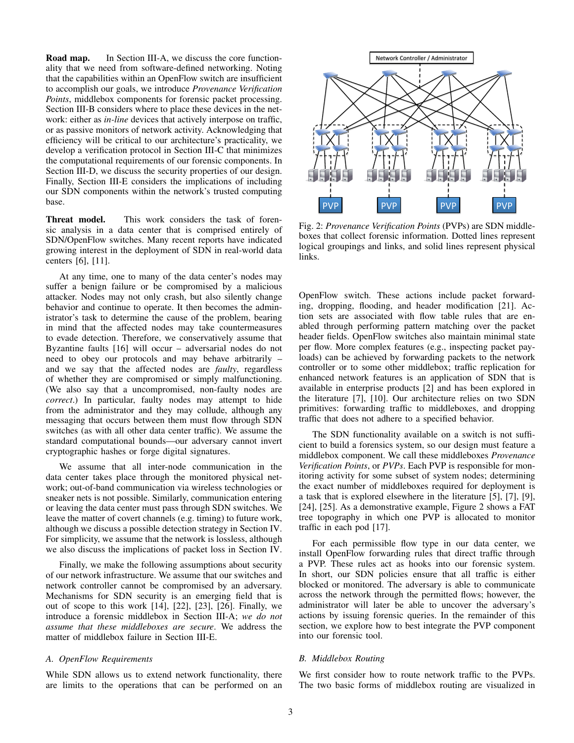**Road map.** In Section III-A, we discuss the core functionality that we need from software-defined networking. Noting that the capabilities within an OpenFlow switch are insufficient to accomplish our goals, we introduce *Provenance Verification Points*, middlebox components for forensic packet processing. Section III-B considers where to place these devices in the network: either as *in-line* devices that actively interpose on traffic, or as passive monitors of network activity. Acknowledging that efficiency will be critical to our architecture's practicality, we develop a verification protocol in Section III-C that minimizes the computational requirements of our forensic components. In Section III-D, we discuss the security properties of our design. Finally, Section III-E considers the implications of including our SDN components within the network's trusted computing base.

**Threat model.** This work considers the task of forensic analysis in a data center that is comprised entirely of SDN/OpenFlow switches. Many recent reports have indicated growing interest in the deployment of SDN in real-world data centers [6], [11].

At any time, one to many of the data center's nodes may suffer a benign failure or be compromised by a malicious attacker. Nodes may not only crash, but also silently change behavior and continue to operate. It then becomes the administrator's task to determine the cause of the problem, bearing in mind that the affected nodes may take countermeasures to evade detection. Therefore, we conservatively assume that Byzantine faults [16] will occur – adversarial nodes do not need to obey our protocols and may behave arbitrarily – and we say that the affected nodes are *faulty*, regardless of whether they are compromised or simply malfunctioning. (We also say that a uncompromised, non-faulty nodes are *correct*.) In particular, faulty nodes may attempt to hide from the administrator and they may collude, although any messaging that occurs between them must flow through SDN switches (as with all other data center traffic). We assume the standard computational bounds—our adversary cannot invert cryptographic hashes or forge digital signatures.

We assume that all inter-node communication in the data center takes place through the monitored physical network; out-of-band communication via wireless technologies or sneaker nets is not possible. Similarly, communication entering or leaving the data center must pass through SDN switches. We leave the matter of covert channels (e.g. timing) to future work, although we discuss a possible detection strategy in Section IV. For simplicity, we assume that the network is lossless, although we also discuss the implications of packet loss in Section IV.

Finally, we make the following assumptions about security of our network infrastructure. We assume that our switches and network controller cannot be compromised by an adversary. Mechanisms for SDN security is an emerging field that is out of scope to this work [14], [22], [23], [26]. Finally, we introduce a forensic middlebox in Section III-A; *we do not assume that these middleboxes are secure*. We address the matter of middlebox failure in Section III-E.

### A. OpenFlow Requirements

While SDN allows us to extend network functionality, there are limits to the operations that can be performed on an OpenFlow switch. These actions include packet forwarding, dropping, flooding, and header modification [21]. Action sets are associated with flow table rules that are enabled through performing pattern matching over the packet header fields. OpenFlow switches also maintain minimal state per flow. More complex features (e.g., inspecting packet payloads) can be achieved by forwarding packets to the network controller or to some other middlebox; traffic replication for enhanced network features is an application of SDN that is available in enterprise products [2] and has been explored in the literature [7], [10]. Our architecture relies on two SDN primitives: forwarding traffic to middleboxes, and dropping traffic that does not adhere to a specified behavior.

Fig. 2: *Provenance Verification Points* (PVPs) are SDN middleboxes that collect forensic information. Dotted lines represent logical groupings and links, and solid lines represent physical links.

The SDN functionality available on a switch is not sufficient to build a forensics system, so our design must feature a middlebox component. We call these middleboxes *Provenance Verification Points*, or *PVPs*. Each PVP is responsible for monitoring activity for some subset of system nodes; determining the exact number of middleboxes required for deployment is a task that is explored elsewhere in the literature [5], [7], [9], [24], [25]. As a demonstrative example, Figure 2 shows a FAT tree topography in which one PVP is allocated to monitor traffic in each pod [17].

For each permissible flow type in our data center, we install OpenFlow forwarding rules that direct traffic through a PVP. These rules act as hooks into our forensic system. In short, our SDN policies ensure that all traffic is either blocked or monitored. The adversary is able to communicate across the network through the permitted flows; however, the administrator will later be able to uncover the adversary's actions by issuing forensic queries. In the remainder of this section, we explore how to best integrate the PVP component into our forensic tool.

### B. Middlebox Routing

We first consider how to route network traffic to the PVPs. The two basic forms of middlebox routing are visualized in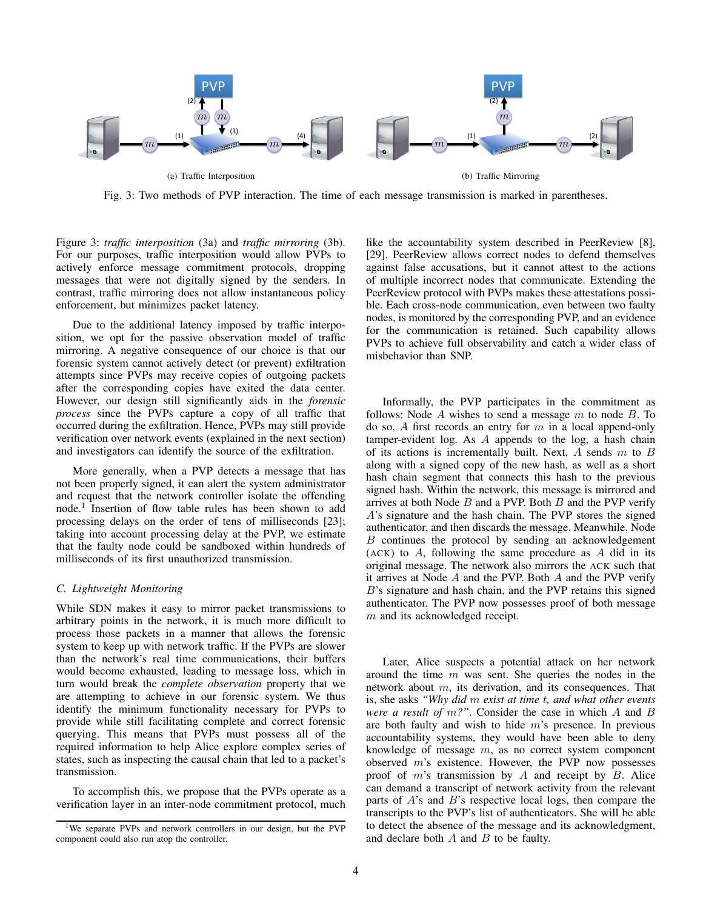(a) Traffic Interposition

(b) Traffic Mirroring

Fig. 3: Two methods of PVP interaction. The time of each message transmission is marked in parentheses.

Figure 3: *traffic interposition* (3a) and *traffic mirroring* (3b). For our purposes, traffic interposition would allow PVPs to actively enforce message commitment protocols, dropping messages that were not digitally signed by the senders. In contrast, traffic mirroring does not allow instantaneous policy enforcement, but minimizes packet latency.

Due to the additional latency imposed by traffic interposition, we opt for the passive observation model of traffic mirroring. A negative consequence of our choice is that our forensic system cannot actively detect (or prevent) exfiltration attempts since PVPs may receive copies of outgoing packets after the corresponding copies have exited the data center. However, our design still significantly aids in the *forensic process* since the PVPs capture a copy of all traffic that occurred during the exfiltration. Hence, PVPs may still provide verification over network events (explained in the next section) and investigators can identify the source of the exfiltration.

More generally, when a PVP detects a message that has not been properly signed, it can alert the system administrator and request that the network controller isolate the offending node.[1] Insertion of flow table rules has been shown to add processing delays on the order of tens of milliseconds [23]; taking into account processing delay at the PVP, we estimate that the faulty node could be sandboxed within hundreds of milliseconds of its first unauthorized transmission.

### C. Lightweight Monitoring

While SDN makes it easy to mirror packet transmissions to arbitrary points in the network, it is much more difficult to process those packets in a manner that allows the forensic system to keep up with network traffic. If the PVPs are slower than the network's real time communications, their buffers would become exhausted, leading to message loss, which in turn would break the *complete observation* property that we are attempting to achieve in our forensic system. We thus identify the minimum functionality necessary for PVPs to provide while still facilitating complete and correct forensic querying. This means that PVPs must possess all of the required information to help Alice explore complex series of states, such as inspecting the causal chain that led to a packet's transmission.

To accomplish this, we propose that the PVPs operate as a verification layer in an inter-node commitment protocol, much like the accountability system described in PeerReview [8], [29]. PeerReview allows correct nodes to defend themselves against false accusations, but it cannot attest to the actions of multiple incorrect nodes that communicate. Extending the PeerReview protocol with PVPs makes these attestations possible. Each cross-node communication, even between two faulty nodes, is monitored by the corresponding PVP, and an evidence for the communication is retained. Such capability allows PVPs to achieve full observability and catch a wider class of misbehavior than SNP.

Informally, the PVP participates in the commitment as follows: Node $A$ wishes to send a message $m$ to node $B$. To do so, $A$ first records an entry for $m$ in a local append-only tamper-evident log. As $A$ appends to the log, a hash chain of its actions is incrementally built. Next, $A$ sends $m$ to $B$ along with a signed copy of the new hash, as well as a short hash chain segment that connects this hash to the previous signed hash. Within the network, this message is mirrored and arrives at both Node $B$ and a PVP. Both $B$ and the PVP verify $A$'s signature and the hash chain. The PVP stores the signed authenticator, and then discards the message. Meanwhile, Node $B$ continues the protocol by sending an acknowledgement (ACK) to $A$, following the same procedure as $A$ did in its original message. The network also mirrors the ACK such that it arrives at Node $A$ and the PVP. Both $A$ and the PVP verify $B$'s signature and hash chain, and the PVP retains this signed authenticator. The PVP now possesses proof of both message $m$ and its acknowledged receipt.

Later, Alice suspects a potential attack on her network around the time $m$ was sent. She queries the nodes in the network about $m$, its derivation, and its consequences. That is, she asks *"Why did $m$ exist at time $t$, and what other events were a result of $m$?"*. Consider the case in which $A$ and $B$ are both faulty and wish to hide $m$'s presence. In previous accountability systems, they would have been able to deny knowledge of message $m$, as no correct system component observed $m$'s existence. However, the PVP now possesses proof of $m$'s transmission by $A$ and receipt by $B$. Alice can demand a transcript of network activity from the relevant parts of $A$'s and $B$'s respective local logs, then compare the transcripts to the PVP's list of authenticators. She will be able to detect the absence of the message and its acknowledgment, and declare both $A$ and $B$ to be faulty.

[1] We separate PVPs and network controllers in our design, but the PVP component could also run atop the controller.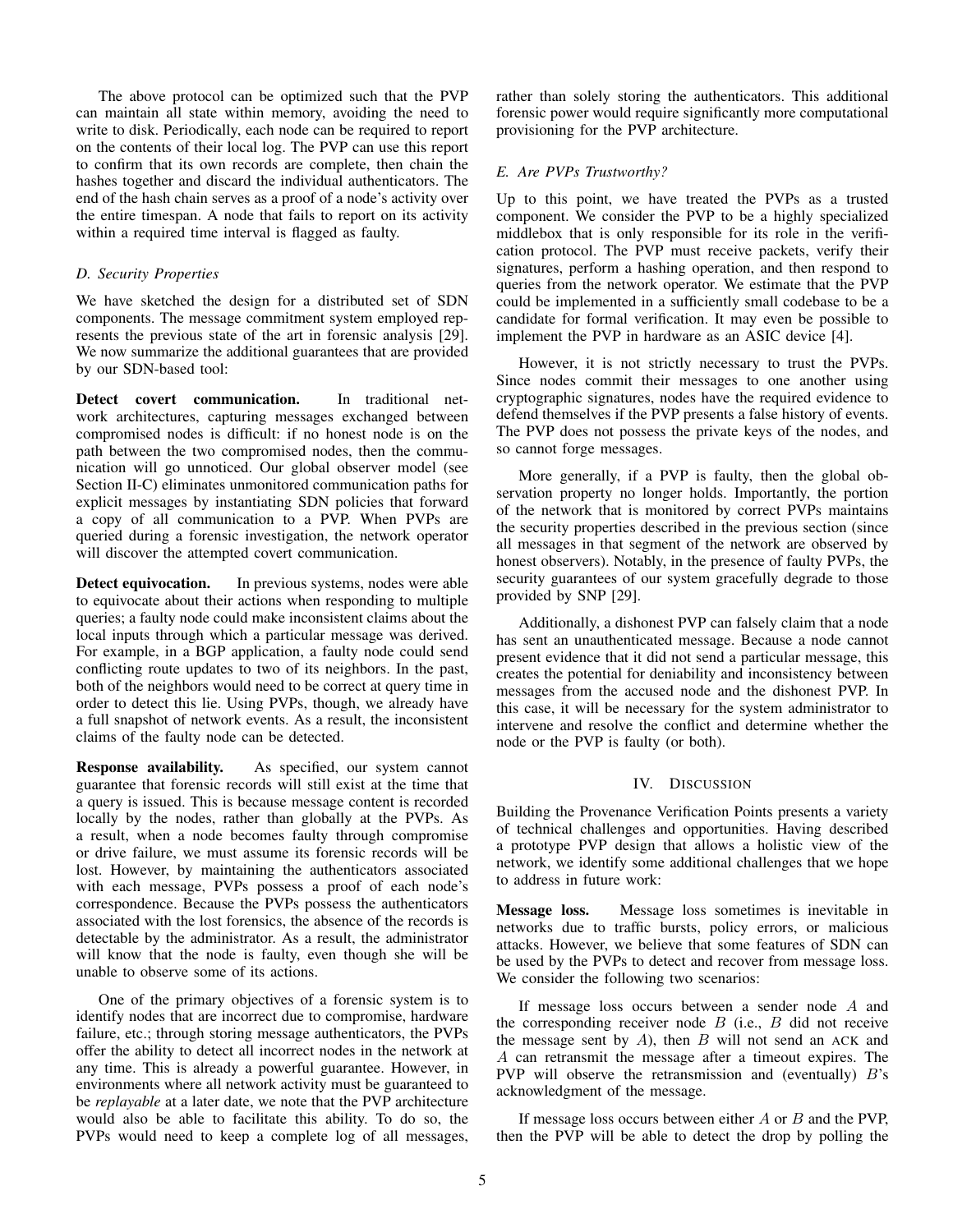The above protocol can be optimized such that the PVP can maintain all state within memory, avoiding the need to write to disk. Periodically, each node can be required to report on the contents of their local log. The PVP can use this report to confirm that its own records are complete, then chain the hashes together and discard the individual authenticators. The end of the hash chain serves as a proof of a node's activity over the entire timespan. A node that fails to report on its activity within a required time interval is flagged as faulty.

### D. Security Properties

We have sketched the design for a distributed set of SDN components. The message commitment system employed represents the previous state of the art in forensic analysis [29]. We now summarize the additional guarantees that are provided by our SDN-based tool:

**Detect covert communication.** In traditional network architectures, capturing messages exchanged between compromised nodes is difficult: if no honest node is on the path between the two compromised nodes, then the communication will go unnoticed. Our global observer model (see Section II-C) eliminates unmonitored communication paths for explicit messages by instantiating SDN policies that forward a copy of all communication to a PVP. When PVPs are queried during a forensic investigation, the network operator will discover the attempted covert communication.

**Detect equivocation.** In previous systems, nodes were able to equivocate about their actions when responding to multiple queries; a faulty node could make inconsistent claims about the local inputs through which a particular message was derived. For example, in a BGP application, a faulty node could send conflicting route updates to two of its neighbors. In the past, both of the neighbors would need to be correct at query time in order to detect this lie. Using PVPs, though, we already have a full snapshot of network events. As a result, the inconsistent claims of the faulty node can be detected.

**Response availability.** As specified, our system cannot guarantee that forensic records will still exist at the time that a query is issued. This is because message content is recorded locally by the nodes, rather than globally at the PVPs. As a result, when a node becomes faulty through compromise or drive failure, we must assume its forensic records will be lost. However, by maintaining the authenticators associated with each message, PVPs possess a proof of each node's correspondence. Because the PVPs possess the authenticators associated with the lost forensics, the absence of the records is detectable by the administrator. As a result, the administrator will know that the node is faulty, even though she will be unable to observe some of its actions.

One of the primary objectives of a forensic system is to identify nodes that are incorrect due to compromise, hardware failure, etc.; through storing message authenticators, the PVPs offer the ability to detect all incorrect nodes in the network at any time. This is already a powerful guarantee. However, in environments where all network activity must be guaranteed to be *replayable* at a later date, we note that the PVP architecture would also be able to facilitate this ability. To do so, the PVPs would need to keep a complete log of all messages, rather than solely storing the authenticators. This additional forensic power would require significantly more computational provisioning for the PVP architecture.

### E. Are PVPs Trustworthy?

Up to this point, we have treated the PVPs as a trusted component. We consider the PVP to be a highly specialized middlebox that is only responsible for its role in the verification protocol. The PVP must receive packets, verify their signatures, perform a hashing operation, and then respond to queries from the network operator. We estimate that the PVP could be implemented in a sufficiently small codebase to be a candidate for formal verification. It may even be possible to implement the PVP in hardware as an ASIC device [4].

However, it is not strictly necessary to trust the PVPs. Since nodes commit their messages to one another using cryptographic signatures, nodes have the required evidence to defend themselves if the PVP presents a false history of events. The PVP does not possess the private keys of the nodes, and so cannot forge messages.

More generally, if a PVP is faulty, then the global observation property no longer holds. Importantly, the portion of the network that is monitored by correct PVPs maintains the security properties described in the previous section (since all messages in that segment of the network are observed by honest observers). Notably, in the presence of faulty PVPs, the security guarantees of our system gracefully degrade to those provided by SNP [29].

Additionally, a dishonest PVP can falsely claim that a node has sent an unauthenticated message. Because a node cannot present evidence that it did not send a particular message, this creates the potential for deniability and inconsistency between messages from the accused node and the dishonest PVP. In this case, it will be necessary for the system administrator to intervene and resolve the conflict and determine whether the node or the PVP is faulty (or both).

## IV. Discussion

Building the Provenance Verification Points presents a variety of technical challenges and opportunities. Having described a prototype PVP design that allows a holistic view of the network, we identify some additional challenges that we hope to address in future work:

**Message loss.** Message loss sometimes is inevitable in networks due to traffic bursts, policy errors, or malicious attacks. However, we believe that some features of SDN can be used by the PVPs to detect and recover from message loss. We consider the following two scenarios:

If message loss occurs between a sender node $A$ and the corresponding receiver node $B$ (i.e., $B$ did not receive the message sent by $A$), then $B$ will not send an ACK and $A$ can retransmit the message after a timeout expires. The PVP will observe the retransmission and (eventually) $B$'s acknowledgment of the message.

If message loss occurs between either $A$ or $B$ and the PVP, then the PVP will be able to detect the drop by polling the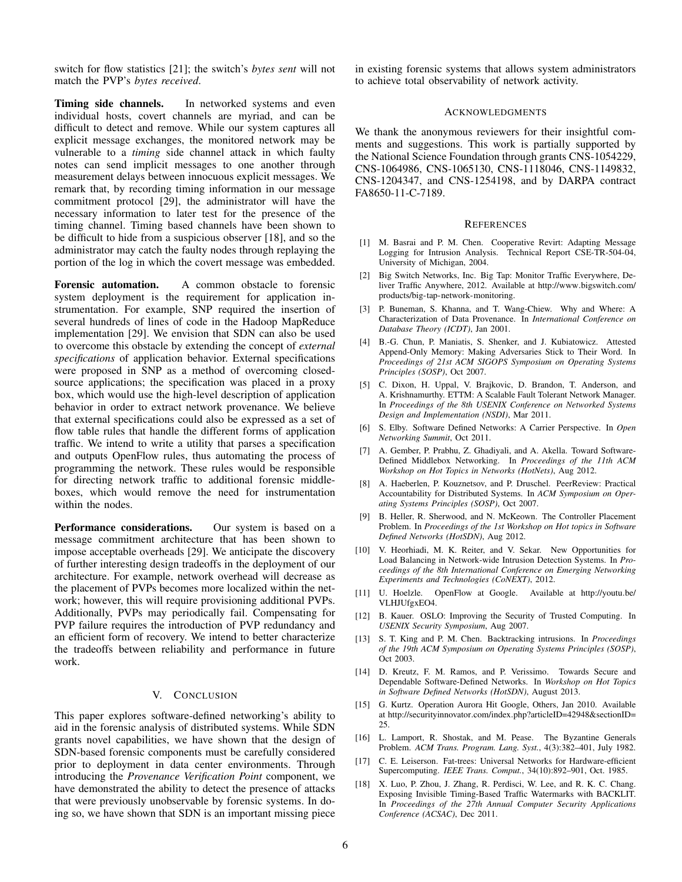switch for flow statistics [21]; the switch's *bytes sent* will not match the PVP's *bytes received*.

**Timing side channels.** In networked systems and even individual hosts, covert channels are myriad, and can be difficult to detect and remove. While our system captures all explicit message exchanges, the monitored network may be vulnerable to a *timing* side channel attack in which faulty notes can send implicit messages to one another through measurement delays between innocuous explicit messages. We remark that, by recording timing information in our message commitment protocol [29], the administrator will have the necessary information to later test for the presence of the timing channel. Timing based channels have been shown to be difficult to hide from a suspicious observer [18], and so the administrator may catch the faulty nodes through replaying the portion of the log in which the covert message was embedded.

**Forensic automation.** A common obstacle to forensic system deployment is the requirement for application instrumentation. For example, SNP required the insertion of several hundreds of lines of code in the Hadoop MapReduce implementation [29]. We envision that SDN can also be used to overcome this obstacle by extending the concept of *external specifications* of application behavior. External specifications were proposed in SNP as a method of overcoming closed-source applications; the specification was placed in a proxy box, which would use the high-level description of application behavior in order to extract network provenance. We believe that external specifications could also be expressed as a set of flow table rules that handle the different forms of application traffic. We intend to write a utility that parses a specification and outputs OpenFlow rules, thus automating the process of programming the network. These rules would be responsible for directing network traffic to additional forensic middleboxes, which would remove the need for instrumentation within the nodes.

**Performance considerations.** Our system is based on a message commitment architecture that has been shown to impose acceptable overheads [29]. We anticipate the discovery of further interesting design tradeoffs in the deployment of our architecture. For example, network overhead will decrease as the placement of PVPs becomes more localized within the network; however, this will require provisioning additional PVPs. Additionally, PVPs may periodically fail. Compensating for PVP failure requires the introduction of PVP redundancy and an efficient form of recovery. We intend to better characterize the tradeoffs between reliability and performance in future work.

## V. Conclusion

This paper explores software-defined networking's ability to aid in the forensic analysis of distributed systems. While SDN grants novel capabilities, we have shown that the design of SDN-based forensic components must be carefully considered prior to deployment in data center environments. Through introducing the *Provenance Verification Point* component, we have demonstrated the ability to detect the presence of attacks that were previously unobservable by forensic systems. In doing so, we have shown that SDN is an important missing piece in existing forensic systems that allows system administrators to achieve total observability of network activity.

## Acknowledgments

We thank the anonymous reviewers for their insightful comments and suggestions. This work is partially supported by the National Science Foundation through grants CNS-1054229, CNS-1064986, CNS-1065130, CNS-1118046, CNS-1149832, CNS-1204347, and CNS-1254198, and by DARPA contract FA8650-11-C-7189.

## References

[1] M. Basrai and P. M. Chen. Cooperative Revirt: Adapting Message Logging for Intrusion Analysis. Technical Report CSE-TR-504-04, University of Michigan, 2004.

[2] Big Switch Networks, Inc. Big Tap: Monitor Traffic Everywhere, Deliver Traffic Anywhere, 2012. Available at http://www.bigswitch.com/products/big-tap-network-monitoring.

[3] P. Buneman, S. Khanna, and T. Wang-Chiew. Why and Where: A Characterization of Data Provenance. In *International Conference on Database Theory (ICDT)*, Jan 2001.

[4] B.-G. Chun, P. Maniatis, S. Shenker, and J. Kubiatowicz. Attested Append-Only Memory: Making Adversaries Stick to Their Word. In *Proceedings of 21st ACM SIGOPS Symposium on Operating Systems Principles (SOSP)*, Oct 2007.

[5] C. Dixon, H. Uppal, V. Brajkovic, D. Brandon, T. Anderson, and A. Krishnamurthy. ETTM: A Scalable Fault Tolerant Network Manager. In *Proceedings of the 8th USENIX Conference on Networked Systems Design and Implementation (NSDI)*, Mar 2011.

[6] S. Elby. Software Defined Networks: A Carrier Perspective. In *Open Networking Summit*, Oct 2011.

[7] A. Gember, P. Prabhu, Z. Ghadiyali, and A. Akella. Toward Software-Defined Middlebox Networking. In *Proceedings of the 11th ACM Workshop on Hot Topics in Networks (HotNets)*, Aug 2012.

[8] A. Haeberlen, P. Kouznetsov, and P. Druschel. PeerReview: Practical Accountability for Distributed Systems. In *ACM Symposium on Operating Systems Principles (SOSP)*, Oct 2007.

[9] B. Heller, R. Sherwood, and N. McKeown. The Controller Placement Problem. In *Proceedings of the 1st Workshop on Hot topics in Software Defined Networks (HotSDN)*, Aug 2012.

[10] V. Heorhiadi, M. K. Reiter, and V. Sekar. New Opportunities for Load Balancing in Network-wide Intrusion Detection Systems. In *Proceedings of the 8th International Conference on Emerging Networking Experiments and Technologies (CoNEXT)*, 2012.

[11] U. Hoelzle. OpenFlow at Google. Available at http://youtu.be/VLHJUfgxEO4.

[12] B. Kauer. OSLO: Improving the Security of Trusted Computing. In *USENIX Security Symposium*, Aug 2007.

[13] S. T. King and P. M. Chen. Backtracking intrusions. In *Proceedings of the 19th ACM Symposium on Operating Systems Principles (SOSP)*, Oct 2003.

[14] D. Kreutz, F. M. Ramos, and P. Verissimo. Towards Secure and Dependable Software-Defined Networks. In *Workshop on Hot Topics in Software Defined Networks (HotSDN)*, August 2013.

[15] G. Kurtz. Operation Aurora Hit Google, Others, Jan 2010. Available at http://securityinnovator.com/index.php?articleID=42948&sectionID=25.

[16] L. Lamport, R. Shostak, and M. Pease. The Byzantine Generals Problem. *ACM Trans. Program. Lang. Syst.*, 4(3):382–401, July 1982.

[17] C. E. Leiserson. Fat-trees: Universal Networks for Hardware-efficient Supercomputing. *IEEE Trans. Comput.*, 34(10):892–901, Oct. 1985.

[18] X. Luo, P. Zhou, J. Zhang, R. Perdisci, W. Lee, and R. K. C. Chang. Exposing Invisible Timing-Based Traffic Watermarks with BACKLIT. In *Proceedings of the 27th Annual Computer Security Applications Conference (ACSAC)*, Dec 2011.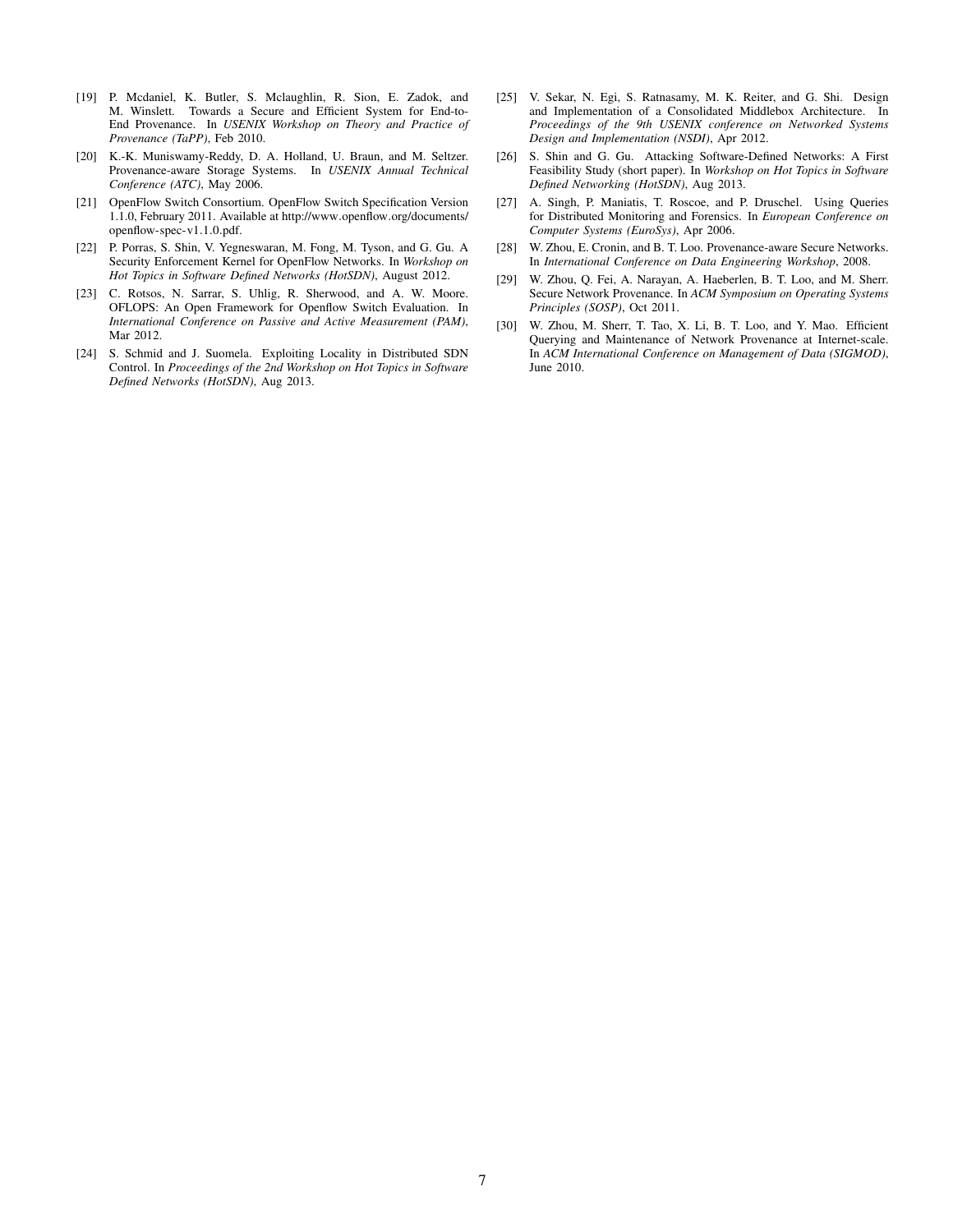[19] P. Mcdaniel, K. Butler, S. Mclaughlin, R. Sion, E. Zadok, and M. Winslett. Towards a Secure and Efficient System for End-to-End Provenance. In *USENIX Workshop on Theory and Practice of Provenance (TaPP)*, Feb 2010.

[20] K.-K. Muniswamy-Reddy, D. A. Holland, U. Braun, and M. Seltzer. Provenance-aware Storage Systems. In *USENIX Annual Technical Conference (ATC)*, May 2006.

[21] OpenFlow Switch Consortium. OpenFlow Switch Specification Version 1.1.0, February 2011. Available at http://www.openflow.org/documents/openflow-spec-v1.1.0.pdf.

[22] P. Porras, S. Shin, V. Yegneswaran, M. Fong, M. Tyson, and G. Gu. A Security Enforcement Kernel for OpenFlow Networks. In *Workshop on Hot Topics in Software Defined Networks (HotSDN)*, August 2012.

[23] C. Rotsos, N. Sarrar, S. Uhlig, R. Sherwood, and A. W. Moore. OFLOPS: An Open Framework for Openflow Switch Evaluation. In *International Conference on Passive and Active Measurement (PAM)*, Mar 2012.

[24] S. Schmid and J. Suomela. Exploiting Locality in Distributed SDN Control. In *Proceedings of the 2nd Workshop on Hot Topics in Software Defined Networks (HotSDN)*, Aug 2013.

[25] V. Sekar, N. Egi, S. Ratnasamy, M. K. Reiter, and G. Shi. Design and Implementation of a Consolidated Middlebox Architecture. In *Proceedings of the 9th USENIX conference on Networked Systems Design and Implementation (NSDI)*, Apr 2012.

[26] S. Shin and G. Gu. Attacking Software-Defined Networks: A First Feasibility Study (short paper). In *Workshop on Hot Topics in Software Defined Networking (HotSDN)*, Aug 2013.

[27] A. Singh, P. Maniatis, T. Roscoe, and P. Druschel. Using Queries for Distributed Monitoring and Forensics. In *European Conference on Computer Systems (EuroSys)*, Apr 2006.

[28] W. Zhou, E. Cronin, and B. T. Loo. Provenance-aware Secure Networks. In *International Conference on Data Engineering Workshop*, 2008.

[29] W. Zhou, Q. Fei, A. Narayan, A. Haeberlen, B. T. Loo, and M. Sherr. Secure Network Provenance. In *ACM Symposium on Operating Systems Principles (SOSP)*, Oct 2011.

[30] W. Zhou, M. Sherr, T. Tao, X. Li, B. T. Loo, and Y. Mao. Efficient Querying and Maintenance of Network Provenance at Internet-scale. In *ACM International Conference on Management of Data (SIGMOD)*, June 2010.